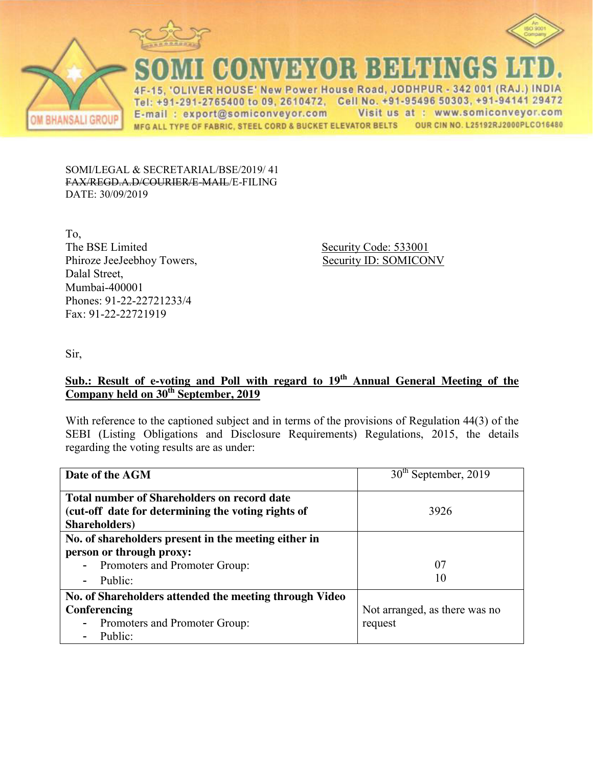# SOMI CONVEYOR BELTINGS LTD.

4F-15, 'OLIVER HOUSE' New Power House Road, JODHPUR - 342 001 (RAJ.) INDIA
Tel: +91-291-2765400 to 09, 2610472, Cell No. +91-95496 50303, +91-94141 29472
E-mail : export@somiconveyor.com Visit us at : www.somiconveyor.com
MFG ALL TYPE OF FABRIC, STEEL CORD & BUCKET ELEVATOR BELTS OUR CIN NO. L25192RJ2000PLCO16480

OM BHANSALI GROUP

SOMI/LEGAL & SECRETARIAL/BSE/2019/ 41
~~FAX/REGD.A.D/COURIER/E-MAIL~~/E-FILING
DATE: 30/09/2019

To,
The BSE Limited
Phiroze JeeJeebhoy Towers,
Dalal Street,
Mumbai-400001
Phones: 91-22-22721233/4
Fax: 91-22-22721919

Security Code: 533001
Security ID: SOMICONV

Sir,

**Sub.: Result of e-voting and Poll with regard to 19th Annual General Meeting of the Company held on 30th September, 2019**

With reference to the captioned subject and in terms of the provisions of Regulation 44(3) of the SEBI (Listing Obligations and Disclosure Requirements) Regulations, 2015, the details regarding the voting results are as under:

| **Date of the AGM** | 30th September, 2019 |
|---|---|
| **Total number of Shareholders on record date (cut-off date for determining the voting rights of Shareholders)** | 3926 |
| **No. of shareholders present in the meeting either in person or through proxy:**<br>- Promoters and Promoter Group:<br>- Public: | <br>07<br>10 |
| **No. of Shareholders attended the meeting through Video Conferencing**<br>- Promoters and Promoter Group:<br>- Public: | Not arranged, as there was no request |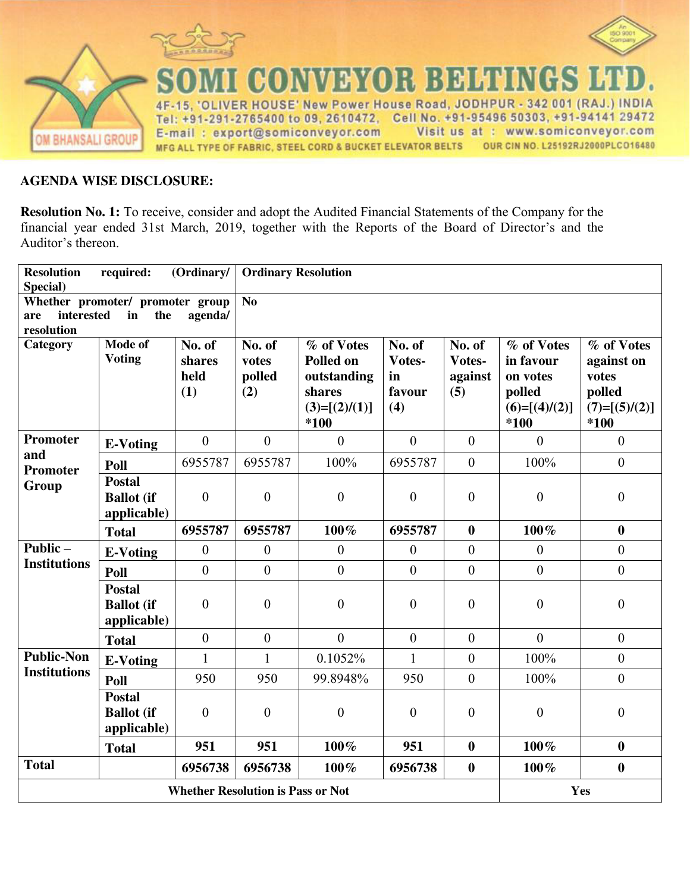# SOMI CONVEYOR BELTINGS LTD.

4F-15, 'OLIVER HOUSE' New Power House Road, JODHPUR - 342 001 (RAJ.) INDIA
Tel: +91-291-2765400 to 09, 2610472, Cell No. +91-95496 50303, +91-94141 29472
E-mail : export@somiconveyor.com Visit us at : www.somiconveyor.com
MFG ALL TYPE OF FABRIC, STEEL CORD & BUCKET ELEVATOR BELTS OUR CIN NO. L25192RJ2000PLCO16480

OM BHANSALI GROUP

**AGENDA WISE DISCLOSURE:**

**Resolution No. 1:** To receive, consider and adopt the Audited Financial Statements of the Company for the financial year ended 31st March, 2019, together with the Reports of the Board of Director's and the Auditor's thereon.

| **Resolution required: (Ordinary/ Special)** | | **Ordinary Resolution** | | | | | | |
|---|---|---|---|---|---|---|---|---|
| **Whether promoter/ promoter group are interested in the agenda/ resolution** | | **No** | | | | | | |
| **Category** | **Mode of Voting** | **No. of shares held (1)** | **No. of votes polled (2)** | **% of Votes Polled on outstanding shares (3)=[(2)/(1)] *100** | **No. of Votes-in favour (4)** | **No. of Votes-against (5)** | **% of Votes in favour on votes polled (6)=[(4)/(2)] *100** | **% of Votes against on votes polled (7)=[(5)/(2)] *100** |
| **Promoter and Promoter Group** | **E-Voting** | 0 | 0 | 0 | 0 | 0 | 0 | 0 |
| | **Poll** | 6955787 | 6955787 | 100% | 6955787 | 0 | 100% | 0 |
| | **Postal Ballot (if applicable)** | 0 | 0 | 0 | 0 | 0 | 0 | 0 |
| | **Total** | **6955787** | **6955787** | **100%** | **6955787** | **0** | **100%** | **0** |
| **Public – Institutions** | **E-Voting** | 0 | 0 | 0 | 0 | 0 | 0 | 0 |
| | **Poll** | 0 | 0 | 0 | 0 | 0 | 0 | 0 |
| | **Postal Ballot (if applicable)** | 0 | 0 | 0 | 0 | 0 | 0 | 0 |
| | **Total** | 0 | 0 | 0 | 0 | 0 | 0 | 0 |
| **Public-Non Institutions** | **E-Voting** | 1 | 1 | 0.1052% | 1 | 0 | 100% | 0 |
| | **Poll** | 950 | 950 | 99.8948% | 950 | 0 | 100% | 0 |
| | **Postal Ballot (if applicable)** | 0 | 0 | 0 | 0 | 0 | 0 | 0 |
| | **Total** | **951** | **951** | **100%** | **951** | **0** | **100%** | **0** |
| **Total** | | **6956738** | **6956738** | **100%** | **6956738** | **0** | **100%** | **0** |
| **Whether Resolution is Pass or Not** | | | | | | | **Yes** | |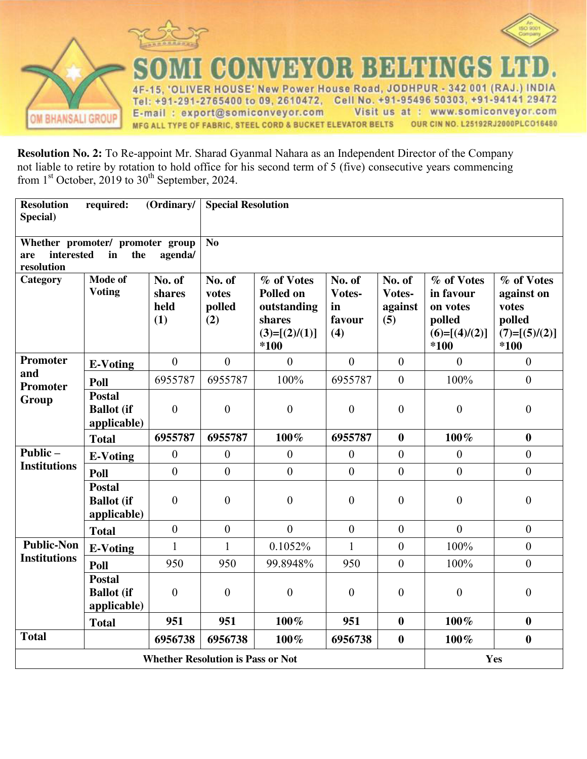# SOMI CONVEYOR BELTINGS LTD.

4F-15, 'OLIVER HOUSE' New Power House Road, JODHPUR - 342 001 (RAJ.) INDIA
Tel: +91-291-2765400 to 09, 2610472, Cell No. +91-95496 50303, +91-94141 29472
E-mail : export@somiconveyor.com Visit us at : www.somiconveyor.com
MFG ALL TYPE OF FABRIC, STEEL CORD & BUCKET ELEVATOR BELTS OUR CIN NO. L25192RJ2000PLCO16480

**Resolution No. 2:** To Re-appoint Mr. Sharad Gyanmal Nahara as an Independent Director of the Company not liable to retire by rotation to hold office for his second term of 5 (five) consecutive years commencing from 1st October, 2019 to 30th September, 2024.

| **Resolution required: (Ordinary/ Special)** | | **Special Resolution** | | | | | | |
|---|---|---|---|---|---|---|---|---|
| **Whether promoter/ promoter group are interested in the agenda/ resolution** | | **No** | | | | | | |
| **Category** | **Mode of Voting** | **No. of shares held (1)** | **No. of votes polled (2)** | **% of Votes Polled on outstanding shares (3)=[(2)/(1)] *100** | **No. of Votes-in favour (4)** | **No. of Votes-against (5)** | **% of Votes in favour on votes polled (6)=[(4)/(2)] *100** | **% of Votes against on votes polled (7)=[(5)/(2)] *100** |
| **Promoter and Promoter Group** | **E-Voting** | 0 | 0 | 0 | 0 | 0 | 0 | 0 |
| | **Poll** | 6955787 | 6955787 | 100% | 6955787 | 0 | 100% | 0 |
| | **Postal Ballot (if applicable)** | 0 | 0 | 0 | 0 | 0 | 0 | 0 |
| | **Total** | **6955787** | **6955787** | **100%** | **6955787** | **0** | **100%** | **0** |
| **Public – Institutions** | **E-Voting** | 0 | 0 | 0 | 0 | 0 | 0 | 0 |
| | **Poll** | 0 | 0 | 0 | 0 | 0 | 0 | 0 |
| | **Postal Ballot (if applicable)** | 0 | 0 | 0 | 0 | 0 | 0 | 0 |
| | **Total** | 0 | 0 | 0 | 0 | 0 | 0 | 0 |
| **Public-Non Institutions** | **E-Voting** | 1 | 1 | 0.1052% | 1 | 0 | 100% | 0 |
| | **Poll** | 950 | 950 | 99.8948% | 950 | 0 | 100% | 0 |
| | **Postal Ballot (if applicable)** | 0 | 0 | 0 | 0 | 0 | 0 | 0 |
| | **Total** | **951** | **951** | **100%** | **951** | **0** | **100%** | **0** |
| **Total** | | **6956738** | **6956738** | **100%** | **6956738** | **0** | **100%** | **0** |
| **Whether Resolution is Pass or Not** | | | | | | | **Yes** | |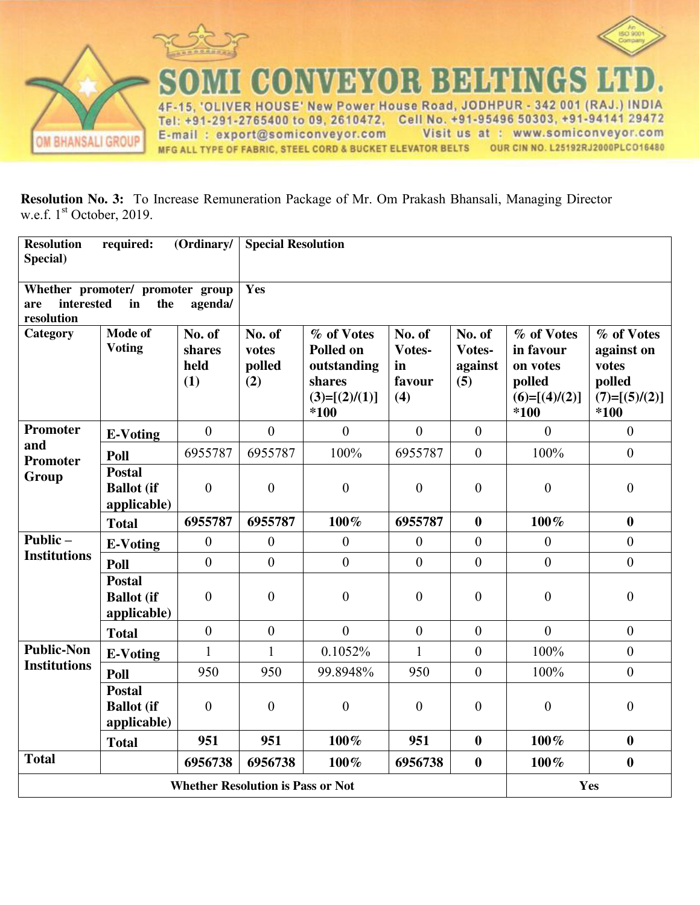# SOMI CONVEYOR BELTINGS LTD.

4F-15, 'OLIVER HOUSE' New Power House Road, JODHPUR - 342 001 (RAJ.) INDIA
Tel: +91-291-2765400 to 09, 2610472, Cell No. +91-95496 50303, +91-94141 29472
E-mail : export@somiconveyor.com Visit us at : www.somiconveyor.com
MFG ALL TYPE OF FABRIC, STEEL CORD & BUCKET ELEVATOR BELTS OUR CIN NO. L25192RJ2000PLCO16480

OM BHANSALI GROUP

**Resolution No. 3:** To Increase Remuneration Package of Mr. Om Prakash Bhansali, Managing Director w.e.f. 1st October, 2019.

| **Resolution required: (Ordinary/ Special)** | | **Special Resolution** | | | | | | |
|---|---|---|---|---|---|---|---|---|
| **Whether promoter/ promoter group are interested in the agenda/ resolution** | | Yes | | | | | | |
| **Category** | **Mode of Voting** | **No. of shares held (1)** | **No. of votes polled (2)** | **% of Votes Polled on outstanding shares (3)=[(2)/(1)] *100** | **No. of Votes-in favour (4)** | **No. of Votes-against (5)** | **% of Votes in favour on votes polled (6)=[(4)/(2)] *100** | **% of Votes against on votes polled (7)=[(5)/(2)] *100** |
| **Promoter and Promoter Group** | **E-Voting** | 0 | 0 | 0 | 0 | 0 | 0 | 0 |
| | **Poll** | 6955787 | 6955787 | 100% | 6955787 | 0 | 100% | 0 |
| | **Postal Ballot (if applicable)** | 0 | 0 | 0 | 0 | 0 | 0 | 0 |
| | **Total** | **6955787** | **6955787** | **100%** | **6955787** | **0** | **100%** | **0** |
| **Public – Institutions** | **E-Voting** | 0 | 0 | 0 | 0 | 0 | 0 | 0 |
| | **Poll** | 0 | 0 | 0 | 0 | 0 | 0 | 0 |
| | **Postal Ballot (if applicable)** | 0 | 0 | 0 | 0 | 0 | 0 | 0 |
| | **Total** | 0 | 0 | 0 | 0 | 0 | 0 | 0 |
| **Public-Non Institutions** | **E-Voting** | 1 | 1 | 0.1052% | 1 | 0 | 100% | 0 |
| | **Poll** | 950 | 950 | 99.8948% | 950 | 0 | 100% | 0 |
| | **Postal Ballot (if applicable)** | 0 | 0 | 0 | 0 | 0 | 0 | 0 |
| | **Total** | **951** | **951** | **100%** | **951** | **0** | **100%** | **0** |
| **Total** | | **6956738** | **6956738** | **100%** | **6956738** | **0** | **100%** | **0** |
| **Whether Resolution is Pass or Not** | | | | | | | Yes | |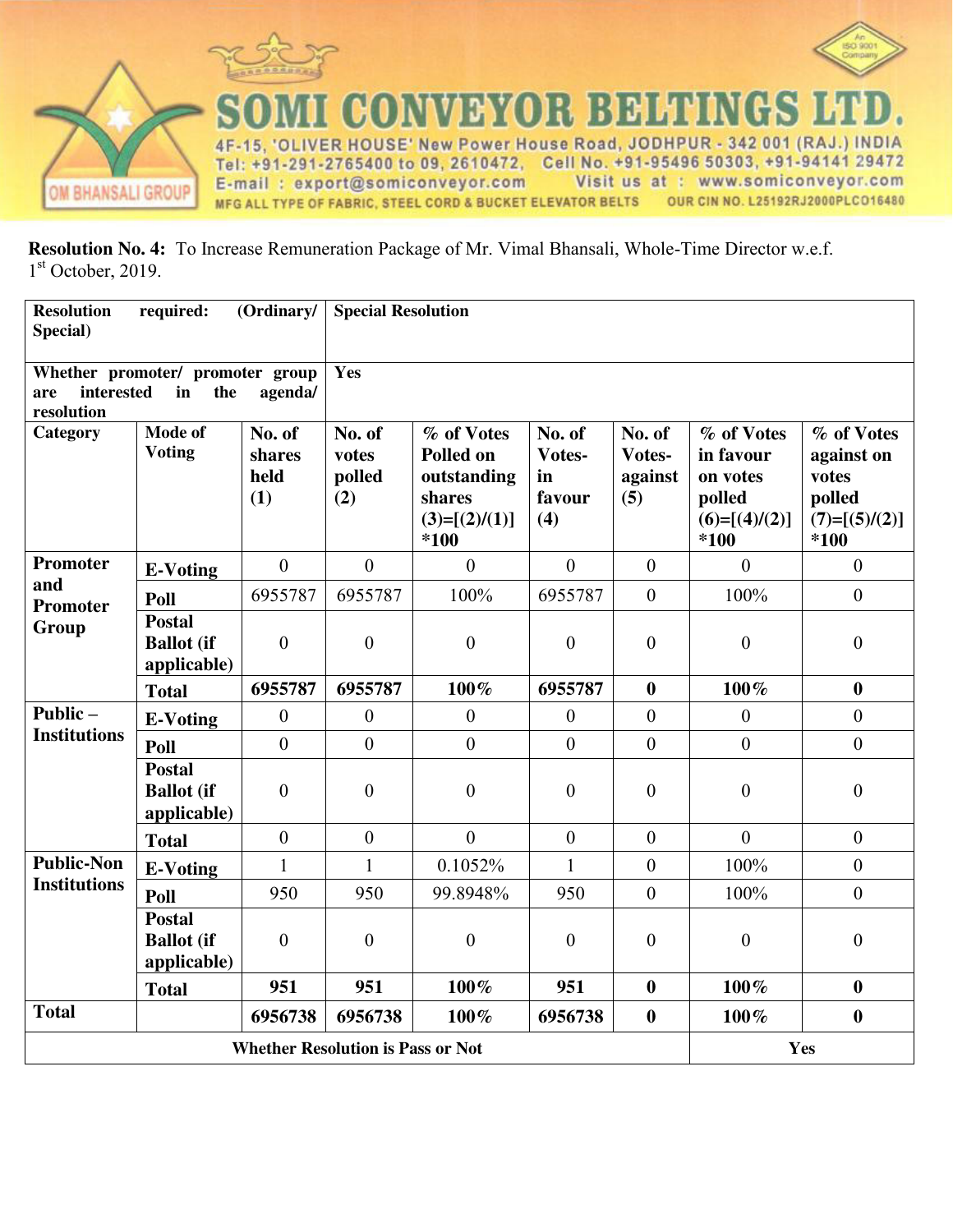**Resolution No. 4:** To Increase Remuneration Package of Mr. Vimal Bhansali, Whole-Time Director w.e.f. 1st October, 2019.

| **Resolution required: (Ordinary/ Special)** | | **Special Resolution** | | | | | | |
|---|---|---|---|---|---|---|---|---|
| **Whether promoter/ promoter group are interested in the agenda/ resolution** | | **Yes** | | | | | | |
| **Category** | **Mode of Voting** | **No. of shares held (1)** | **No. of votes polled (2)** | **% of Votes Polled on outstanding shares (3)=[(2)/(1)] *100** | **No. of Votes-in favour (4)** | **No. of Votes-against (5)** | **% of Votes in favour on votes polled (6)=[(4)/(2)] *100** | **% of Votes against on votes polled (7)=[(5)/(2)] *100** |
| **Promoter and Promoter Group** | **E-Voting** | 0 | 0 | 0 | 0 | 0 | 0 | 0 |
| | **Poll** | 6955787 | 6955787 | 100% | 6955787 | 0 | 100% | 0 |
| | **Postal Ballot (if applicable)** | 0 | 0 | 0 | 0 | 0 | 0 | 0 |
| | **Total** | **6955787** | **6955787** | **100%** | **6955787** | **0** | **100%** | **0** |
| **Public – Institutions** | **E-Voting** | 0 | 0 | 0 | 0 | 0 | 0 | 0 |
| | **Poll** | 0 | 0 | 0 | 0 | 0 | 0 | 0 |
| | **Postal Ballot (if applicable)** | 0 | 0 | 0 | 0 | 0 | 0 | 0 |
| | **Total** | 0 | 0 | 0 | 0 | 0 | 0 | 0 |
| **Public-Non Institutions** | **E-Voting** | 1 | 1 | 0.1052% | 1 | 0 | 100% | 0 |
| | **Poll** | 950 | 950 | 99.8948% | 950 | 0 | 100% | 0 |
| | **Postal Ballot (if applicable)** | 0 | 0 | 0 | 0 | 0 | 0 | 0 |
| | **Total** | **951** | **951** | **100%** | **951** | **0** | **100%** | **0** |
| **Total** | | **6956738** | **6956738** | **100%** | **6956738** | **0** | **100%** | **0** |
| **Whether Resolution is Pass or Not** | | | | | | | **Yes** | |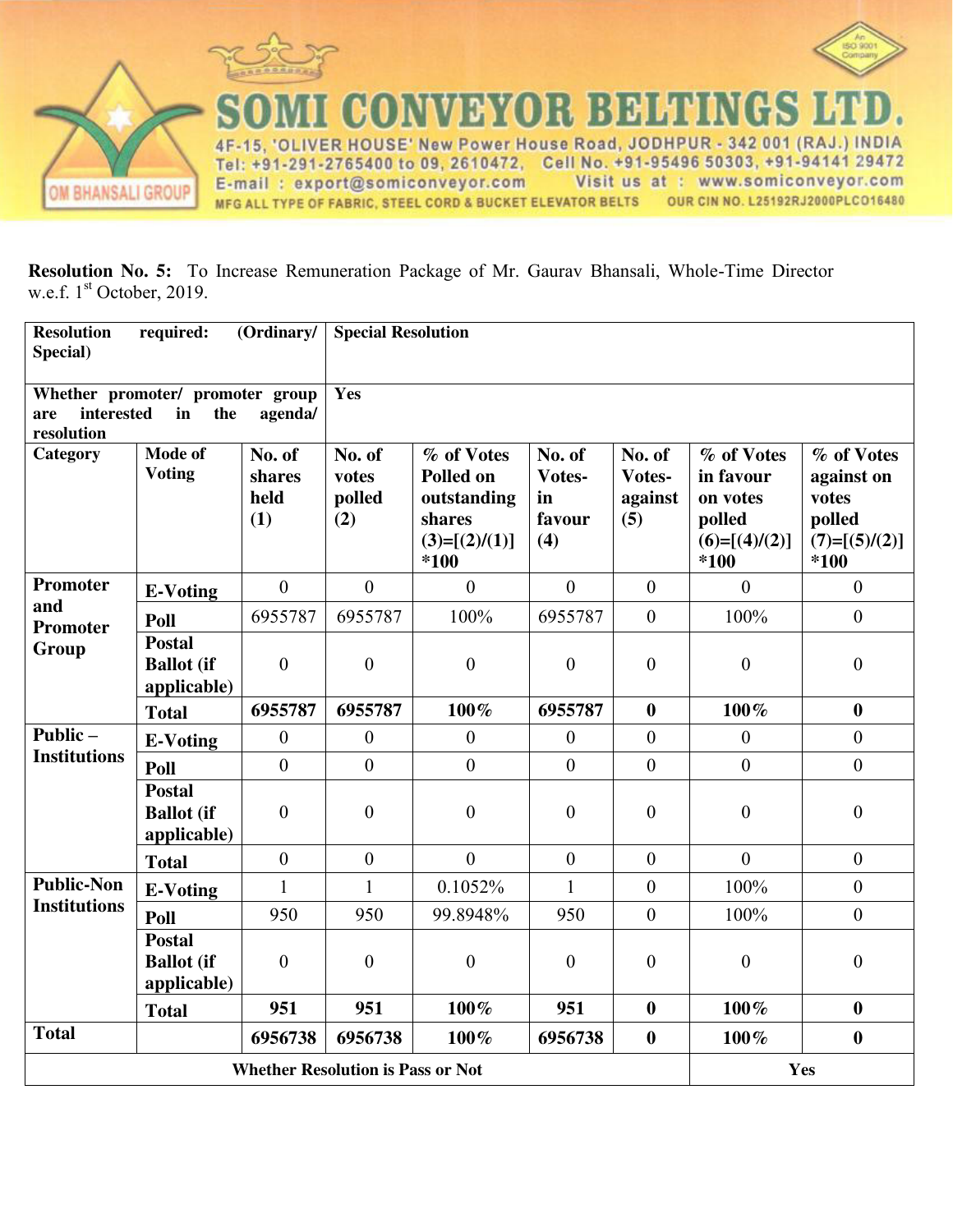**Resolution No. 5:** To Increase Remuneration Package of Mr. Gaurav Bhansali, Whole-Time Director w.e.f. 1st October, 2019.

| Resolution required: (Ordinary/ Special) | | Special Resolution | | | | | | |
|---|---|---|---|---|---|---|---|---|
| Whether promoter/ promoter group are interested in the agenda/ resolution | | Yes | | | | | | |
| **Category** | **Mode of Voting** | **No. of shares held (1)** | **No. of votes polled (2)** | **% of Votes Polled on outstanding shares (3)=[(2)/(1)] *100** | **No. of Votes-in favour (4)** | **No. of Votes-against (5)** | **% of Votes in favour on votes polled (6)=[(4)/(2)] *100** | **% of Votes against on votes polled (7)=[(5)/(2)] *100** |
| **Promoter and Promoter Group** | **E-Voting** | 0 | 0 | 0 | 0 | 0 | 0 | 0 |
| | **Poll** | 6955787 | 6955787 | 100% | 6955787 | 0 | 100% | 0 |
| | **Postal Ballot (if applicable)** | 0 | 0 | 0 | 0 | 0 | 0 | 0 |
| | **Total** | **6955787** | **6955787** | **100%** | **6955787** | **0** | **100%** | **0** |
| **Public – Institutions** | **E-Voting** | 0 | 0 | 0 | 0 | 0 | 0 | 0 |
| | **Poll** | 0 | 0 | 0 | 0 | 0 | 0 | 0 |
| | **Postal Ballot (if applicable)** | 0 | 0 | 0 | 0 | 0 | 0 | 0 |
| | **Total** | 0 | 0 | 0 | 0 | 0 | 0 | 0 |
| **Public-Non Institutions** | **E-Voting** | 1 | 1 | 0.1052% | 1 | 0 | 100% | 0 |
| | **Poll** | 950 | 950 | 99.8948% | 950 | 0 | 100% | 0 |
| | **Postal Ballot (if applicable)** | 0 | 0 | 0 | 0 | 0 | 0 | 0 |
| | **Total** | **951** | **951** | **100%** | **951** | **0** | **100%** | **0** |
| **Total** | | **6956738** | **6956738** | **100%** | **6956738** | **0** | **100%** | **0** |
| **Whether Resolution is Pass or Not** | | | | | | | **Yes** | |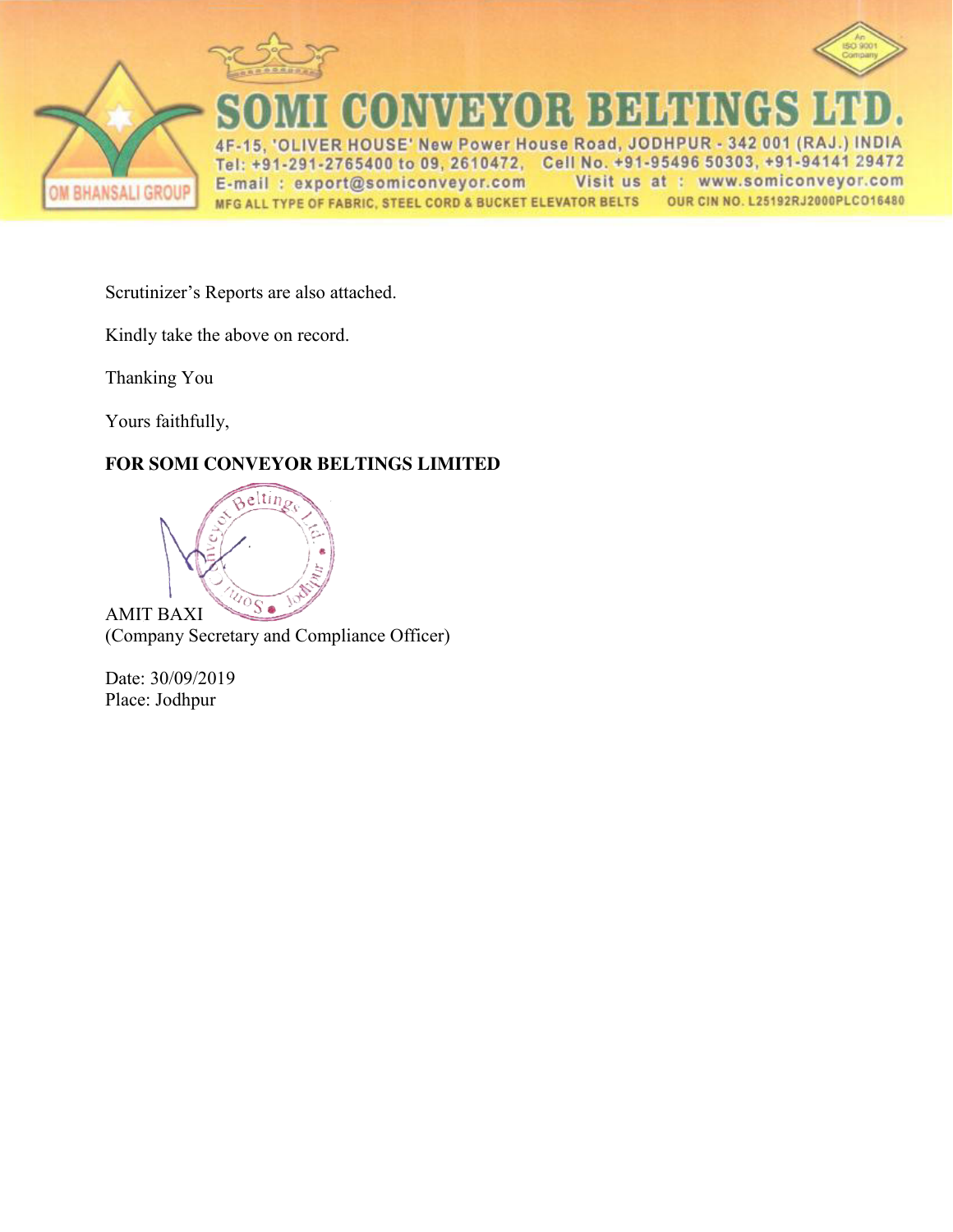SOMI CONVEYOR BELTINGS LTD.

4F-15, 'OLIVER HOUSE' New Power House Road, JODHPUR - 342 001 (RAJ.) INDIA
Tel: +91-291-2765400 to 09, 2610472, Cell No. +91-95496 50303, +91-94141 29472
E-mail : export@somiconveyor.com Visit us at : www.somiconveyor.com
MFG ALL TYPE OF FABRIC, STEEL CORD & BUCKET ELEVATOR BELTS OUR CIN NO. L25192RJ2000PLCO16480

Scrutinizer's Reports are also attached.

Kindly take the above on record.

Thanking You

Yours faithfully,

**FOR SOMI CONVEYOR BELTINGS LIMITED**

AMIT BAXI
(Company Secretary and Compliance Officer)

Date: 30/09/2019
Place: Jodhpur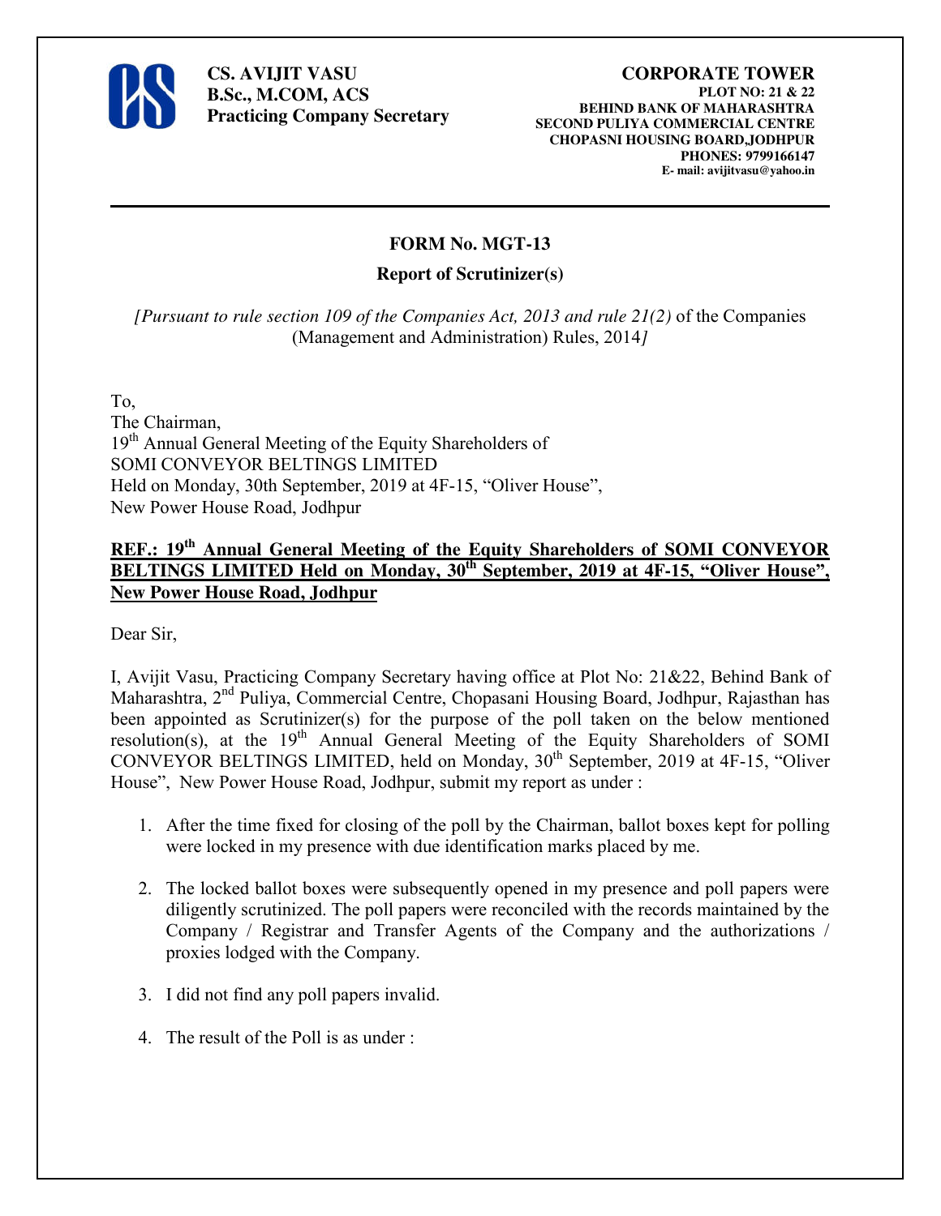**CS. AVIJIT VASU**
**B.Sc., M.COM, ACS**
**Practicing Company Secretary**

**CORPORATE TOWER**
**PLOT NO: 21 & 22**
**BEHIND BANK OF MAHARASHTRA**
**SECOND PULIYA COMMERCIAL CENTRE**
**CHOPASNI HOUSING BOARD,JODHPUR**
**PHONES: 9799166147**
**E- mail: avijitvasu@yahoo.in**

---

## FORM No. MGT-13

### Report of Scrutinizer(s)

*[Pursuant to rule section 109 of the Companies Act, 2013 and rule 21(2)* of the Companies (Management and Administration) Rules, 2014*]*

To,
The Chairman,
19th Annual General Meeting of the Equity Shareholders of
SOMI CONVEYOR BELTINGS LIMITED
Held on Monday, 30th September, 2019 at 4F-15, "Oliver House",
New Power House Road, Jodhpur

**REF.: 19th Annual General Meeting of the Equity Shareholders of SOMI CONVEYOR BELTINGS LIMITED Held on Monday, 30th September, 2019 at 4F-15, "Oliver House", New Power House Road, Jodhpur**

Dear Sir,

I, Avijit Vasu, Practicing Company Secretary having office at Plot No: 21&22, Behind Bank of Maharashtra, 2nd Puliya, Commercial Centre, Chopasani Housing Board, Jodhpur, Rajasthan has been appointed as Scrutinizer(s) for the purpose of the poll taken on the below mentioned resolution(s), at the 19th Annual General Meeting of the Equity Shareholders of SOMI CONVEYOR BELTINGS LIMITED, held on Monday, 30th September, 2019 at 4F-15, "Oliver House", New Power House Road, Jodhpur, submit my report as under :

1. After the time fixed for closing of the poll by the Chairman, ballot boxes kept for polling were locked in my presence with due identification marks placed by me.

2. The locked ballot boxes were subsequently opened in my presence and poll papers were diligently scrutinized. The poll papers were reconciled with the records maintained by the Company / Registrar and Transfer Agents of the Company and the authorizations / proxies lodged with the Company.

3. I did not find any poll papers invalid.

4. The result of the Poll is as under :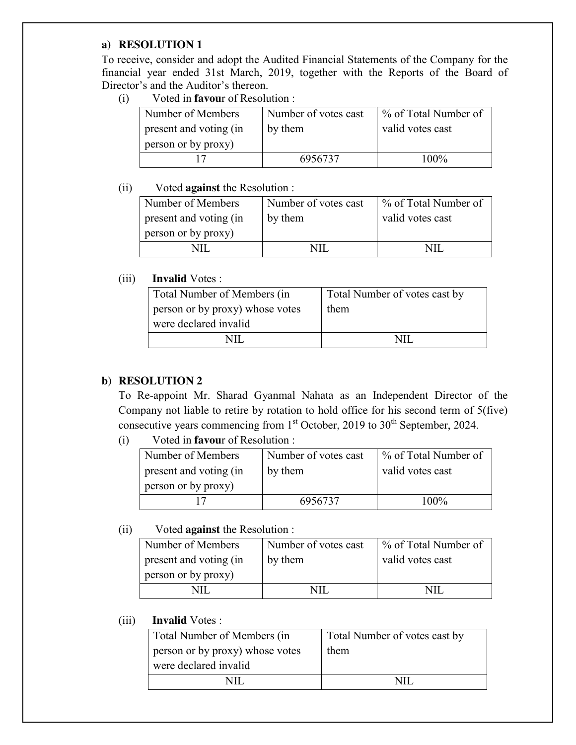**a) RESOLUTION 1**

To receive, consider and adopt the Audited Financial Statements of the Company for the financial year ended 31st March, 2019, together with the Reports of the Board of Director's and the Auditor's thereon.

(i) Voted in **favou**r of Resolution :

| Number of Members present and voting (in person or by proxy) | Number of votes cast by them | % of Total Number of valid votes cast |
| --- | --- | --- |
| 17 | 6956737 | 100% |

(ii) Voted **against** the Resolution :

| Number of Members present and voting (in person or by proxy) | Number of votes cast by them | % of Total Number of valid votes cast |
| --- | --- | --- |
| NIL | NIL | NIL |

(iii) **Invalid** Votes :

| Total Number of Members (in person or by proxy) whose votes were declared invalid | Total Number of votes cast by them |
| --- | --- |
| NIL | NIL |

**b) RESOLUTION 2**

To Re-appoint Mr. Sharad Gyanmal Nahata as an Independent Director of the Company not liable to retire by rotation to hold office for his second term of 5(five) consecutive years commencing from 1st October, 2019 to 30th September, 2024.

(i) Voted in **favou**r of Resolution :

| Number of Members present and voting (in person or by proxy) | Number of votes cast by them | % of Total Number of valid votes cast |
| --- | --- | --- |
| 17 | 6956737 | 100% |

(ii) Voted **against** the Resolution :

| Number of Members present and voting (in person or by proxy) | Number of votes cast by them | % of Total Number of valid votes cast |
| --- | --- | --- |
| NIL | NIL | NIL |

(iii) **Invalid** Votes :

| Total Number of Members (in person or by proxy) whose votes were declared invalid | Total Number of votes cast by them |
| --- | --- |
| NIL | NIL |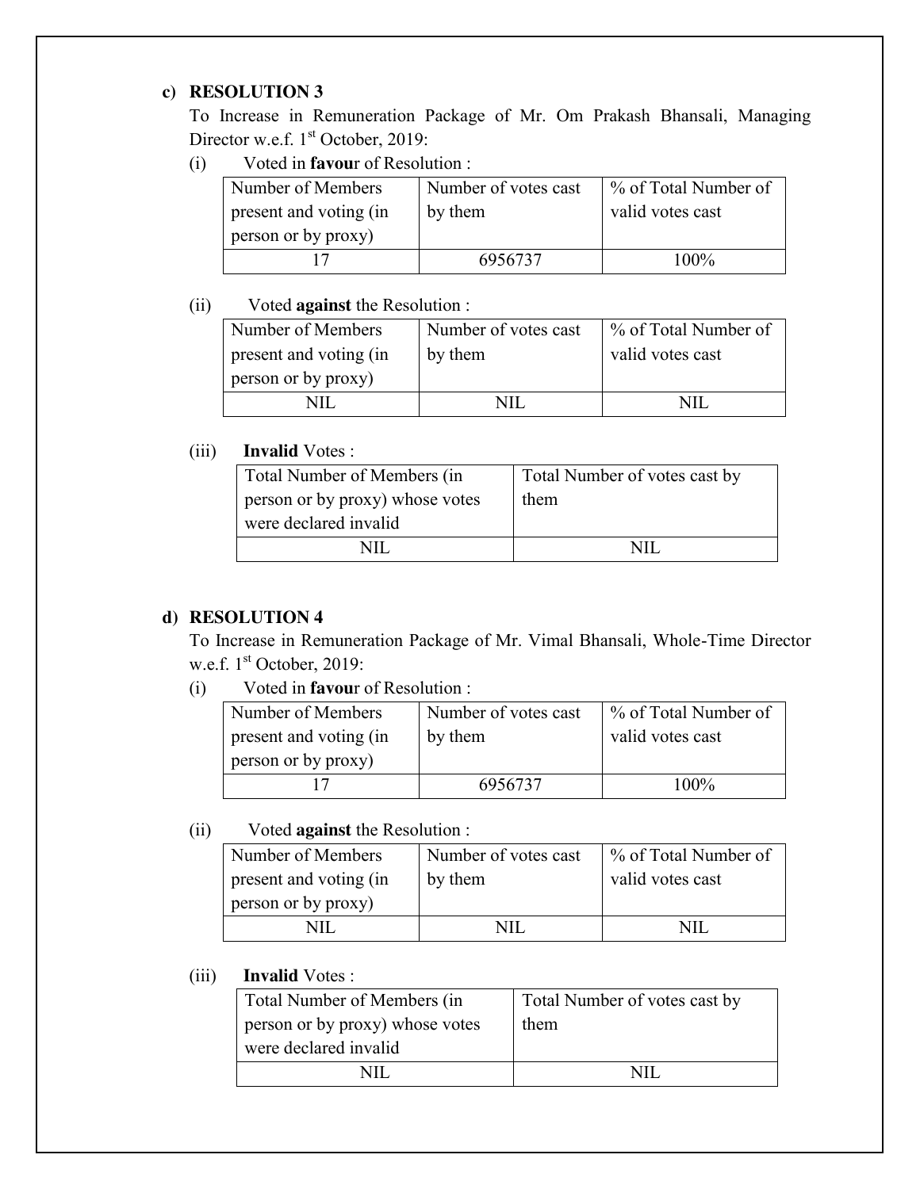## c) RESOLUTION 3

To Increase in Remuneration Package of Mr. Om Prakash Bhansali, Managing Director w.e.f. 1st October, 2019:

(i) Voted in **favour** of Resolution :

| Number of Members present and voting (in person or by proxy) | Number of votes cast by them | % of Total Number of valid votes cast |
|---|---|---|
| 17 | 6956737 | 100% |

(ii) Voted **against** the Resolution :

| Number of Members present and voting (in person or by proxy) | Number of votes cast by them | % of Total Number of valid votes cast |
|---|---|---|
| NIL | NIL | NIL |

(iii) **Invalid** Votes :

| Total Number of Members (in person or by proxy) whose votes were declared invalid | Total Number of votes cast by them |
|---|---|
| NIL | NIL |

## d) RESOLUTION 4

To Increase in Remuneration Package of Mr. Vimal Bhansali, Whole-Time Director w.e.f. 1st October, 2019:

(i) Voted in **favour** of Resolution :

| Number of Members present and voting (in person or by proxy) | Number of votes cast by them | % of Total Number of valid votes cast |
|---|---|---|
| 17 | 6956737 | 100% |

(ii) Voted **against** the Resolution :

| Number of Members present and voting (in person or by proxy) | Number of votes cast by them | % of Total Number of valid votes cast |
|---|---|---|
| NIL | NIL | NIL |

(iii) **Invalid** Votes :

| Total Number of Members (in person or by proxy) whose votes were declared invalid | Total Number of votes cast by them |
|---|---|
| NIL | NIL |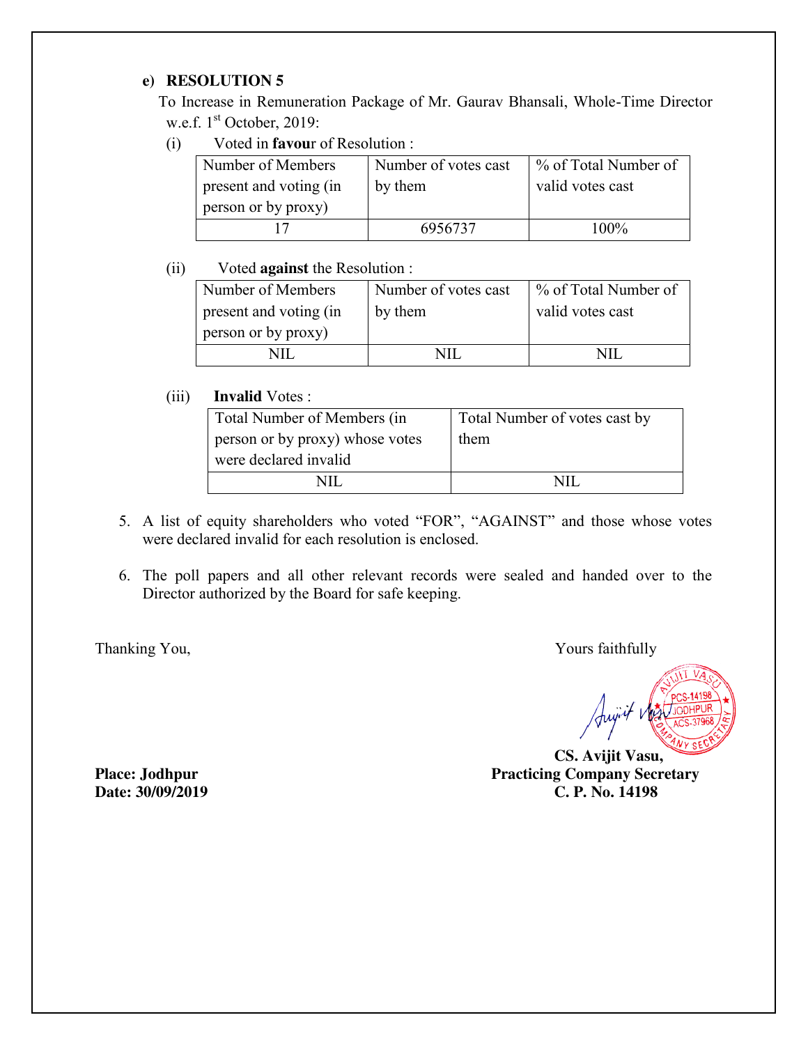**e) RESOLUTION 5**

To Increase in Remuneration Package of Mr. Gaurav Bhansali, Whole-Time Director w.e.f. 1st October, 2019:

(i) Voted in **favou**r of Resolution :

| Number of Members present and voting (in person or by proxy) | Number of votes cast by them | % of Total Number of valid votes cast |
|---|---|---|
| 17 | 6956737 | 100% |

(ii) Voted **against** the Resolution :

| Number of Members present and voting (in person or by proxy) | Number of votes cast by them | % of Total Number of valid votes cast |
|---|---|---|
| NIL | NIL | NIL |

(iii) **Invalid** Votes :

| Total Number of Members (in person or by proxy) whose votes were declared invalid | Total Number of votes cast by them |
|---|---|
| NIL | NIL |

5. A list of equity shareholders who voted "FOR", "AGAINST" and those whose votes were declared invalid for each resolution is enclosed.

6. The poll papers and all other relevant records were sealed and handed over to the Director authorized by the Board for safe keeping.

Thanking You,

Yours faithfully

**CS. Avijit Vasu,**
**Practicing Company Secretary**
**C. P. No. 14198**

**Place: Jodhpur**
**Date: 30/09/2019**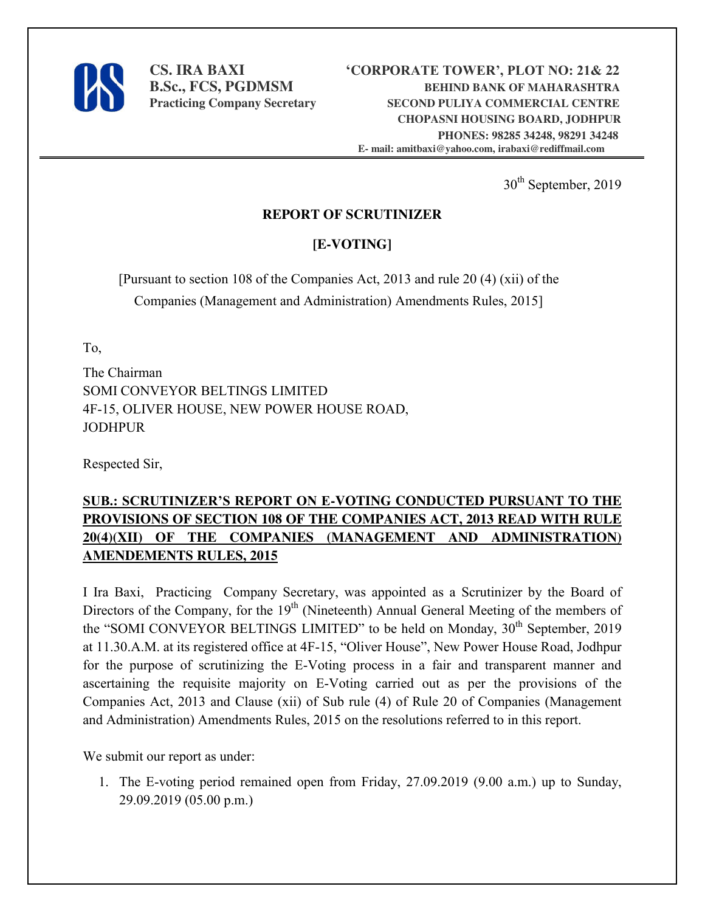**CS. IRA BAXI**
**B.Sc., FCS, PGDMSM**
**Practicing Company Secretary**

**'CORPORATE TOWER', PLOT NO: 21& 22**
**BEHIND BANK OF MAHARASHTRA**
**SECOND PULIYA COMMERCIAL CENTRE**
**CHOPASNI HOUSING BOARD, JODHPUR**
**PHONES: 98285 34248, 98291 34248**
**E- mail: amitbaxi@yahoo.com, irabaxi@rediffmail.com**

30th September, 2019

## REPORT OF SCRUTINIZER

## [E-VOTING]

[Pursuant to section 108 of the Companies Act, 2013 and rule 20 (4) (xii) of the Companies (Management and Administration) Amendments Rules, 2015]

To,

The Chairman
SOMI CONVEYOR BELTINGS LIMITED
4F-15, OLIVER HOUSE, NEW POWER HOUSE ROAD,
JODHPUR

Respected Sir,

**SUB.: SCRUTINIZER'S REPORT ON E-VOTING CONDUCTED PURSUANT TO THE PROVISIONS OF SECTION 108 OF THE COMPANIES ACT, 2013 READ WITH RULE 20(4)(XII) OF THE COMPANIES (MANAGEMENT AND ADMINISTRATION) AMENDEMENTS RULES, 2015**

I Ira Baxi, Practicing Company Secretary, was appointed as a Scrutinizer by the Board of Directors of the Company, for the 19th (Nineteenth) Annual General Meeting of the members of the "SOMI CONVEYOR BELTINGS LIMITED" to be held on Monday, 30th September, 2019 at 11.30.A.M. at its registered office at 4F-15, "Oliver House", New Power House Road, Jodhpur for the purpose of scrutinizing the E-Voting process in a fair and transparent manner and ascertaining the requisite majority on E-Voting carried out as per the provisions of the Companies Act, 2013 and Clause (xii) of Sub rule (4) of Rule 20 of Companies (Management and Administration) Amendments Rules, 2015 on the resolutions referred to in this report.

We submit our report as under:

1. The E-voting period remained open from Friday, 27.09.2019 (9.00 a.m.) up to Sunday, 29.09.2019 (05.00 p.m.)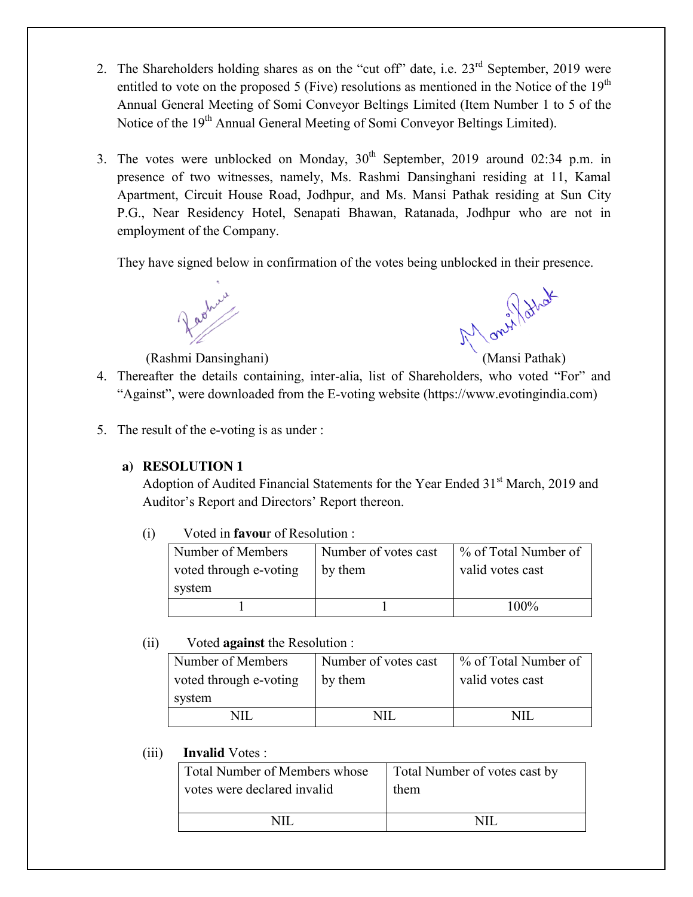2. The Shareholders holding shares as on the "cut off" date, i.e. 23rd September, 2019 were entitled to vote on the proposed 5 (Five) resolutions as mentioned in the Notice of the 19th Annual General Meeting of Somi Conveyor Beltings Limited (Item Number 1 to 5 of the Notice of the 19th Annual General Meeting of Somi Conveyor Beltings Limited).

3. The votes were unblocked on Monday, 30th September, 2019 around 02:34 p.m. in presence of two witnesses, namely, Ms. Rashmi Dansinghani residing at 11, Kamal Apartment, Circuit House Road, Jodhpur, and Ms. Mansi Pathak residing at Sun City P.G., Near Residency Hotel, Senapati Bhawan, Ratanada, Jodhpur who are not in employment of the Company.

   They have signed below in confirmation of the votes being unblocked in their presence.

   (Rashmi Dansinghani) (Mansi Pathak)

4. Thereafter the details containing, inter-alia, list of Shareholders, who voted "For" and "Against", were downloaded from the E-voting website (https://www.evotingindia.com)

5. The result of the e-voting is as under :

   **a) RESOLUTION 1**

   Adoption of Audited Financial Statements for the Year Ended 31st March, 2019 and Auditor's Report and Directors' Report thereon.

   (i) Voted in **favour** of Resolution :

| Number of Members voted through e-voting system | Number of votes cast by them | % of Total Number of valid votes cast |
|---|---|---|
| 1 | 1 | 100% |

   (ii) Voted **against** the Resolution :

| Number of Members voted through e-voting system | Number of votes cast by them | % of Total Number of valid votes cast |
|---|---|---|
| NIL | NIL | NIL |

   (iii) **Invalid** Votes :

| Total Number of Members whose votes were declared invalid | Total Number of votes cast by them |
|---|---|
| NIL | NIL |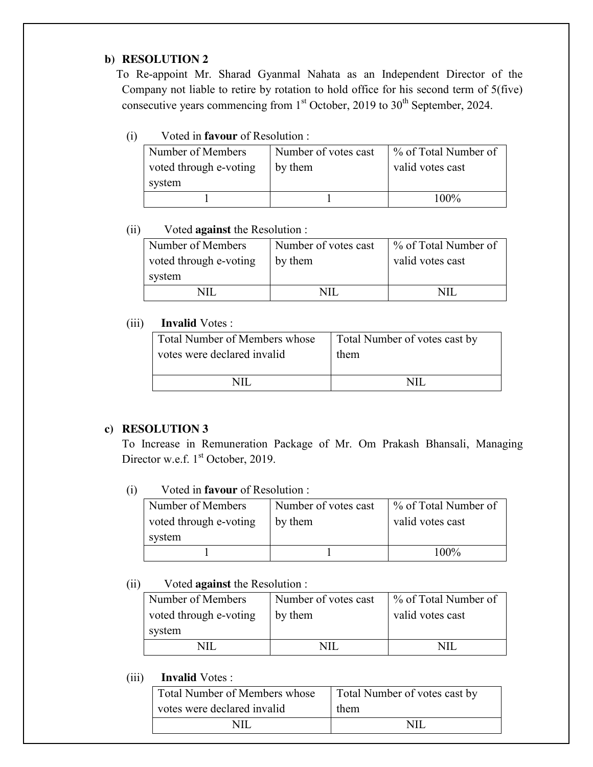**b) RESOLUTION 2**

To Re-appoint Mr. Sharad Gyanmal Nahata as an Independent Director of the Company not liable to retire by rotation to hold office for his second term of 5(five) consecutive years commencing from 1st October, 2019 to 30th September, 2024.

(i) Voted in **favour** of Resolution :

| Number of Members voted through e-voting system | Number of votes cast by them | % of Total Number of valid votes cast |
|---|---|---|
| 1 | 1 | 100% |

(ii) Voted **against** the Resolution :

| Number of Members voted through e-voting system | Number of votes cast by them | % of Total Number of valid votes cast |
|---|---|---|
| NIL | NIL | NIL |

(iii) **Invalid** Votes :

| Total Number of Members whose votes were declared invalid | Total Number of votes cast by them |
|---|---|
| NIL | NIL |

**c) RESOLUTION 3**

To Increase in Remuneration Package of Mr. Om Prakash Bhansali, Managing Director w.e.f. 1st October, 2019.

(i) Voted in **favour** of Resolution :

| Number of Members voted through e-voting system | Number of votes cast by them | % of Total Number of valid votes cast |
|---|---|---|
| 1 | 1 | 100% |

(ii) Voted **against** the Resolution :

| Number of Members voted through e-voting system | Number of votes cast by them | % of Total Number of valid votes cast |
|---|---|---|
| NIL | NIL | NIL |

(iii) **Invalid** Votes :

| Total Number of Members whose votes were declared invalid | Total Number of votes cast by them |
|---|---|
| NIL | NIL |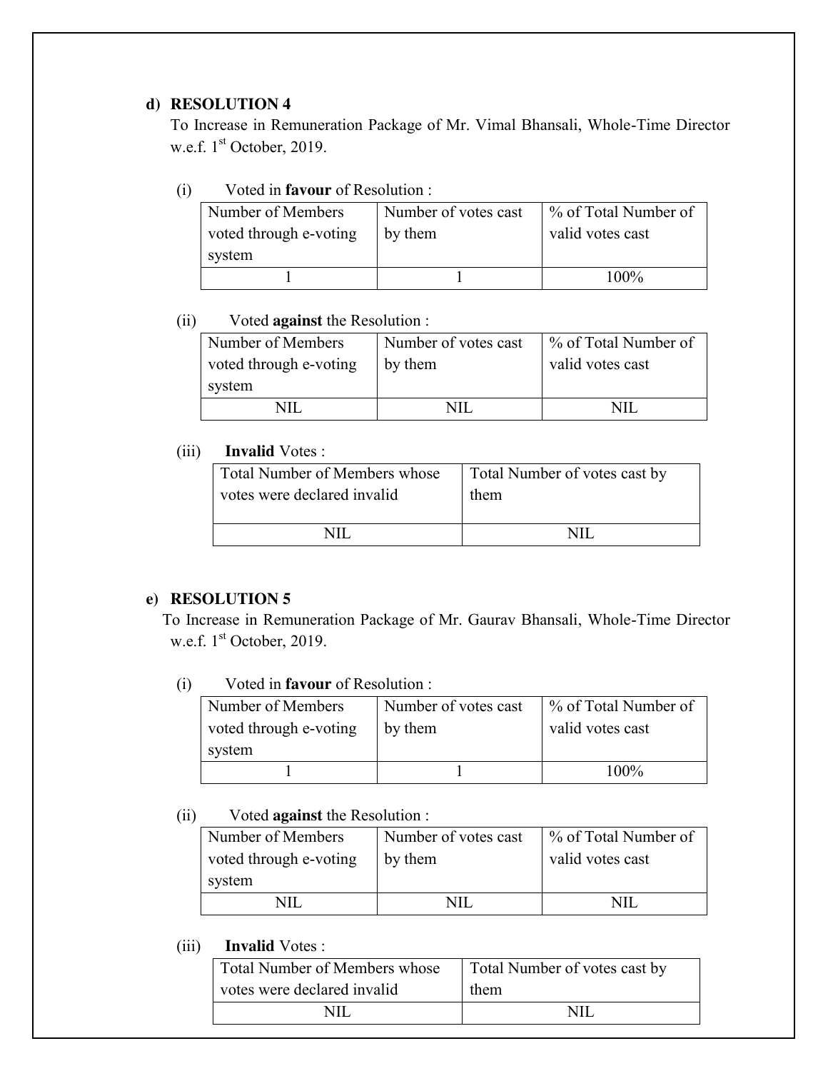**d) RESOLUTION 4**

To Increase in Remuneration Package of Mr. Vimal Bhansali, Whole-Time Director w.e.f. 1st October, 2019.

(i) Voted in **favour** of Resolution :

| Number of Members voted through e-voting system | Number of votes cast by them | % of Total Number of valid votes cast |
|---|---|---|
| 1 | 1 | 100% |

(ii) Voted **against** the Resolution :

| Number of Members voted through e-voting system | Number of votes cast by them | % of Total Number of valid votes cast |
|---|---|---|
| NIL | NIL | NIL |

(iii) **Invalid** Votes :

| Total Number of Members whose votes were declared invalid | Total Number of votes cast by them |
|---|---|
| NIL | NIL |

**e) RESOLUTION 5**

To Increase in Remuneration Package of Mr. Gaurav Bhansali, Whole-Time Director w.e.f. 1st October, 2019.

(i) Voted in **favour** of Resolution :

| Number of Members voted through e-voting system | Number of votes cast by them | % of Total Number of valid votes cast |
|---|---|---|
| 1 | 1 | 100% |

(ii) Voted **against** the Resolution :

| Number of Members voted through e-voting system | Number of votes cast by them | % of Total Number of valid votes cast |
|---|---|---|
| NIL | NIL | NIL |

(iii) **Invalid** Votes :

| Total Number of Members whose votes were declared invalid | Total Number of votes cast by them |
|---|---|
| NIL | NIL |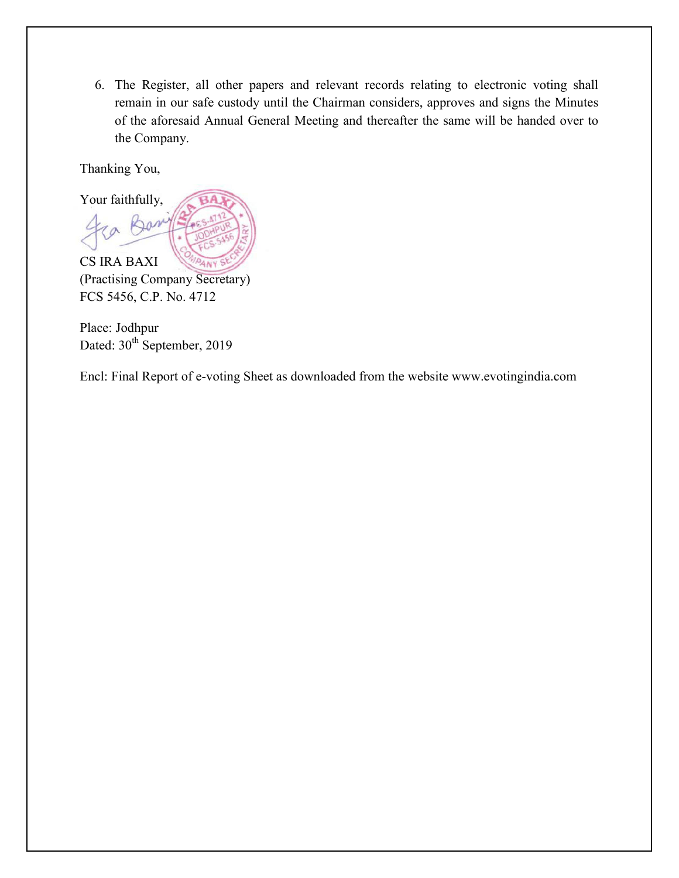6. The Register, all other papers and relevant records relating to electronic voting shall remain in our safe custody until the Chairman considers, approves and signs the Minutes of the aforesaid Annual General Meeting and thereafter the same will be handed over to the Company.

Thanking You,

Your faithfully,

CS IRA BAXI
(Practising Company Secretary)
FCS 5456, C.P. No. 4712

Place: Jodhpur
Dated: 30th September, 2019

Encl: Final Report of e-voting Sheet as downloaded from the website www.evotingindia.com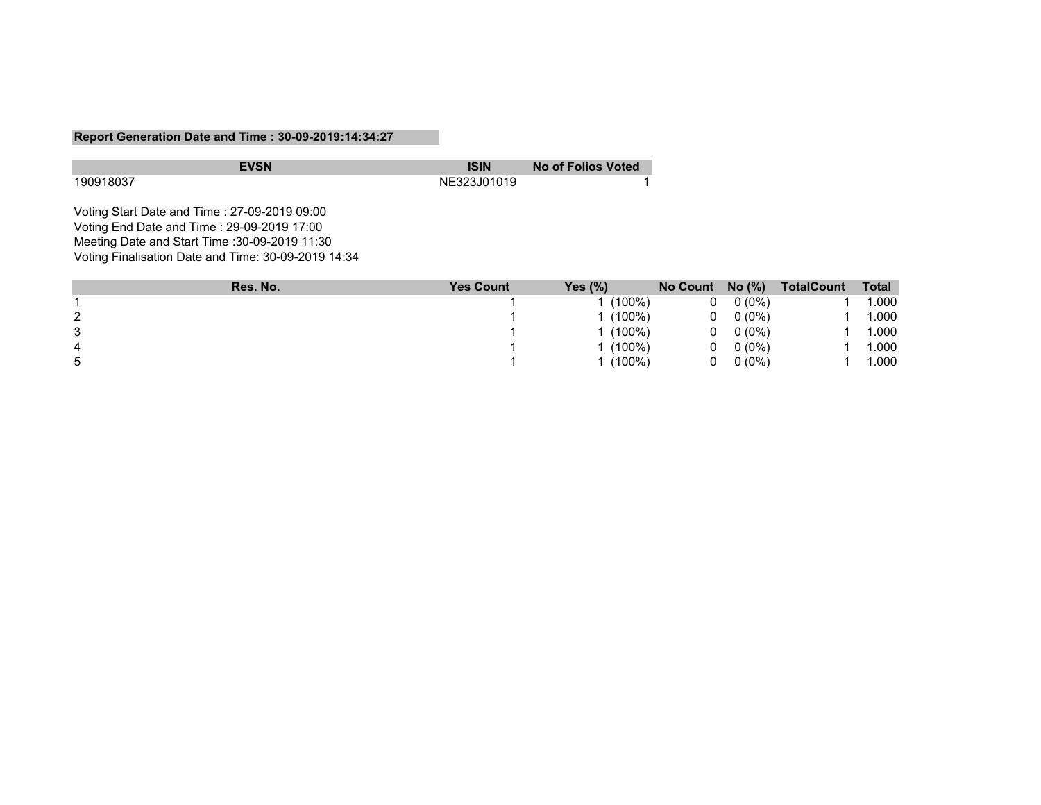**Report Generation Date and Time : 30-09-2019:14:34:27**

| EVSN | ISIN | No of Folios Voted |
|---|---|---|
| 190918037 | NE323J01019 | 1 |

Voting Start Date and Time : 27-09-2019 09:00
Voting End Date and Time : 29-09-2019 17:00
Meeting Date and Start Time :30-09-2019 11:30
Voting Finalisation Date and Time: 30-09-2019 14:34

| Res. No. | Yes Count | Yes (%) | No Count | No (%) | TotalCount | Total |
|---|---|---|---|---|---|---|
| 1 | 1 | 1 (100%) | 0 | 0 (0%) | 1 | 1.000 |
| 2 | 1 | 1 (100%) | 0 | 0 (0%) | 1 | 1.000 |
| 3 | 1 | 1 (100%) | 0 | 0 (0%) | 1 | 1.000 |
| 4 | 1 | 1 (100%) | 0 | 0 (0%) | 1 | 1.000 |
| 5 | 1 | 1 (100%) | 0 | 0 (0%) | 1 | 1.000 |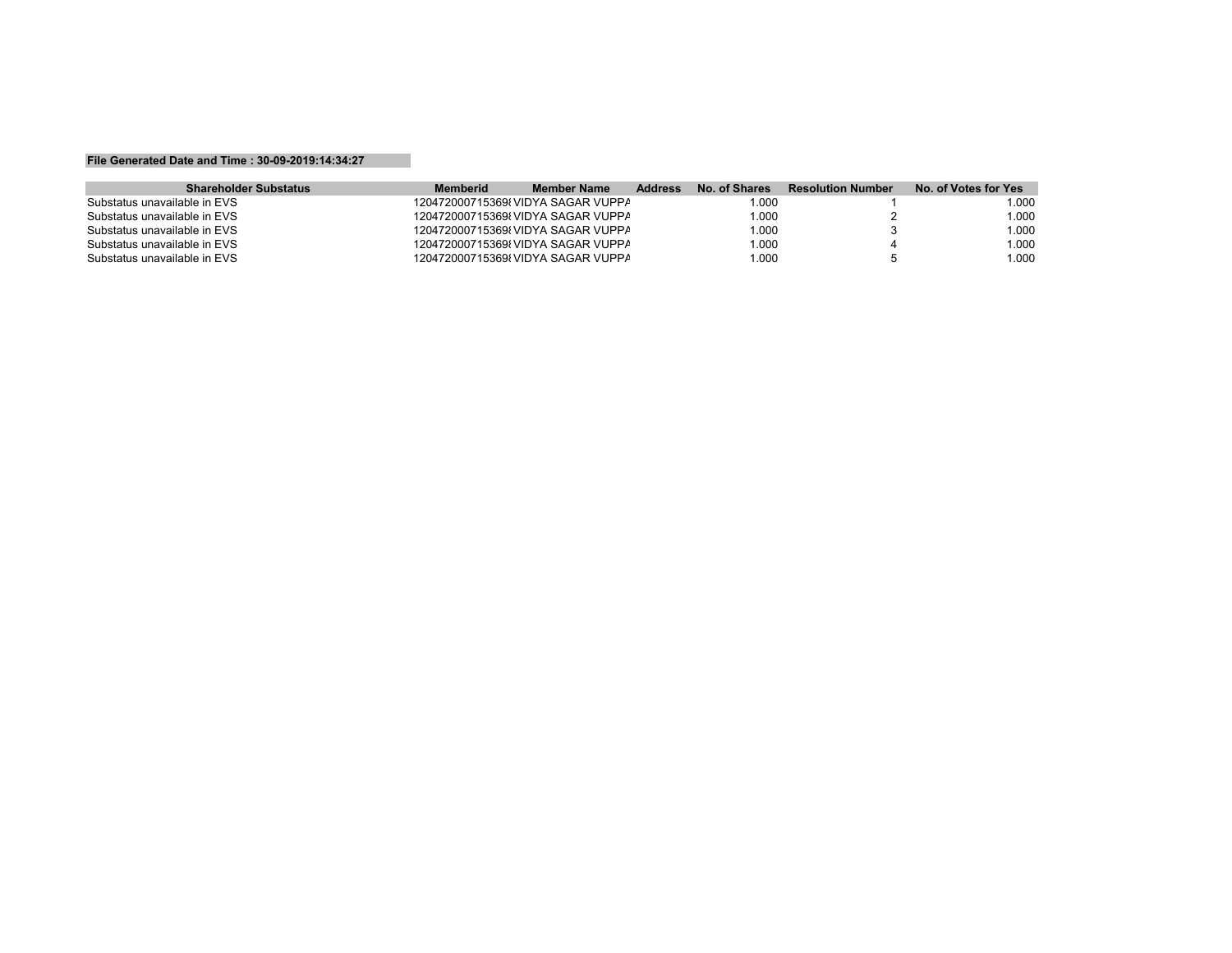**File Generated Date and Time : 30-09-2019:14:34:27**

| Shareholder Substatus | Memberid | Member Name | Address | No. of Shares | Resolution Number | No. of Votes for Yes |
|---|---|---|---|---|---|---|
| Substatus unavailable in EVS | 120472000715369( | VIDYA SAGAR VUPPA | | 1.000 | 1 | 1.000 |
| Substatus unavailable in EVS | 120472000715369( | VIDYA SAGAR VUPPA | | 1.000 | 2 | 1.000 |
| Substatus unavailable in EVS | 120472000715369( | VIDYA SAGAR VUPPA | | 1.000 | 3 | 1.000 |
| Substatus unavailable in EVS | 120472000715369( | VIDYA SAGAR VUPPA | | 1.000 | 4 | 1.000 |
| Substatus unavailable in EVS | 120472000715369( | VIDYA SAGAR VUPPA | | 1.000 | 5 | 1.000 |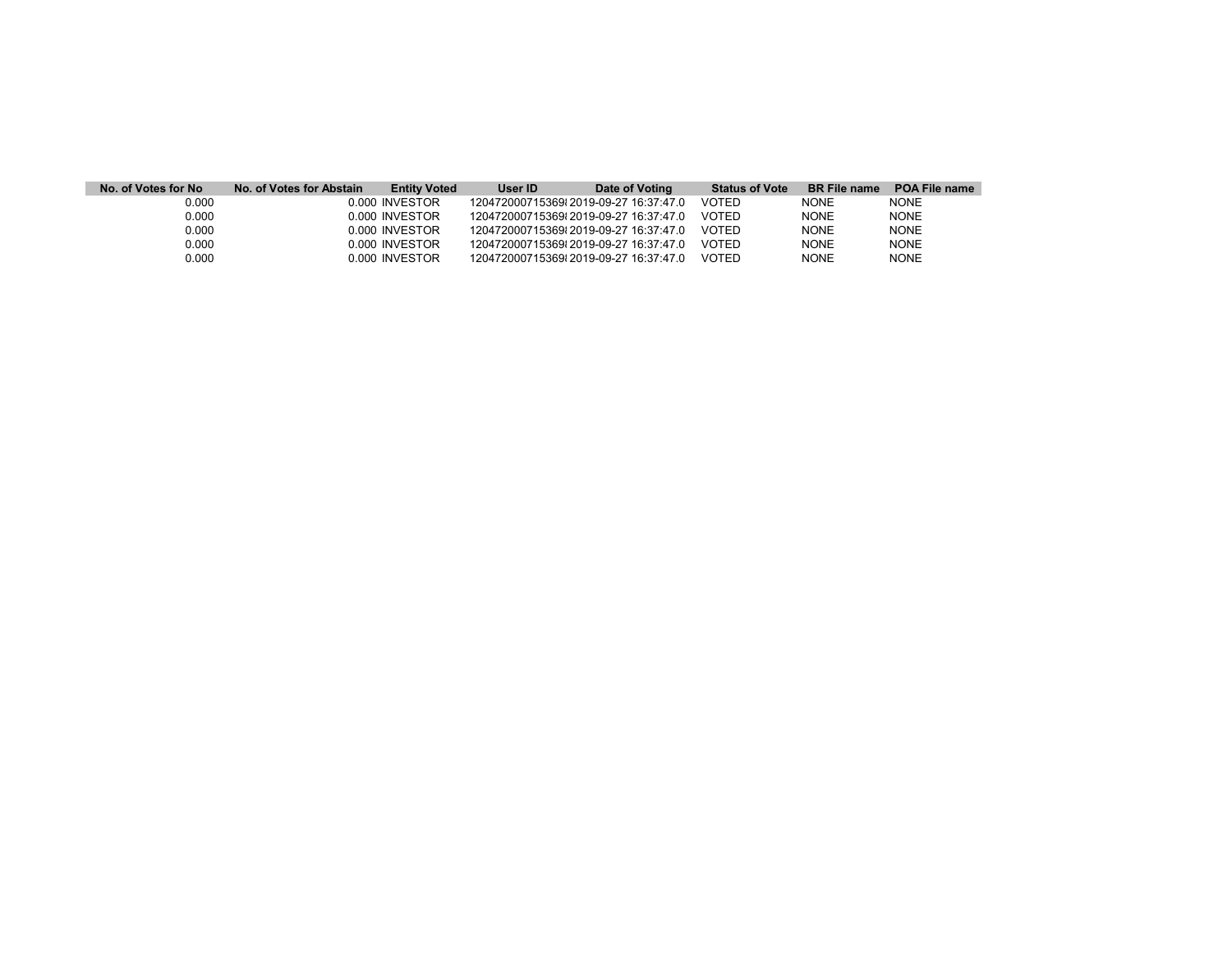| No. of Votes for No | No. of Votes for Abstain | Entity Voted | User ID | Date of Voting | Status of Vote | BR File name | POA File name |
|---|---|---|---|---|---|---|---|
| 0.000 | 0.000 | INVESTOR | 120472000715369 | 2019-09-27 16:37:47.0 | VOTED | NONE | NONE |
| 0.000 | 0.000 | INVESTOR | 120472000715369 | 2019-09-27 16:37:47.0 | VOTED | NONE | NONE |
| 0.000 | 0.000 | INVESTOR | 120472000715369 | 2019-09-27 16:37:47.0 | VOTED | NONE | NONE |
| 0.000 | 0.000 | INVESTOR | 120472000715369 | 2019-09-27 16:37:47.0 | VOTED | NONE | NONE |
| 0.000 | 0.000 | INVESTOR | 120472000715369 | 2019-09-27 16:37:47.0 | VOTED | NONE | NONE |